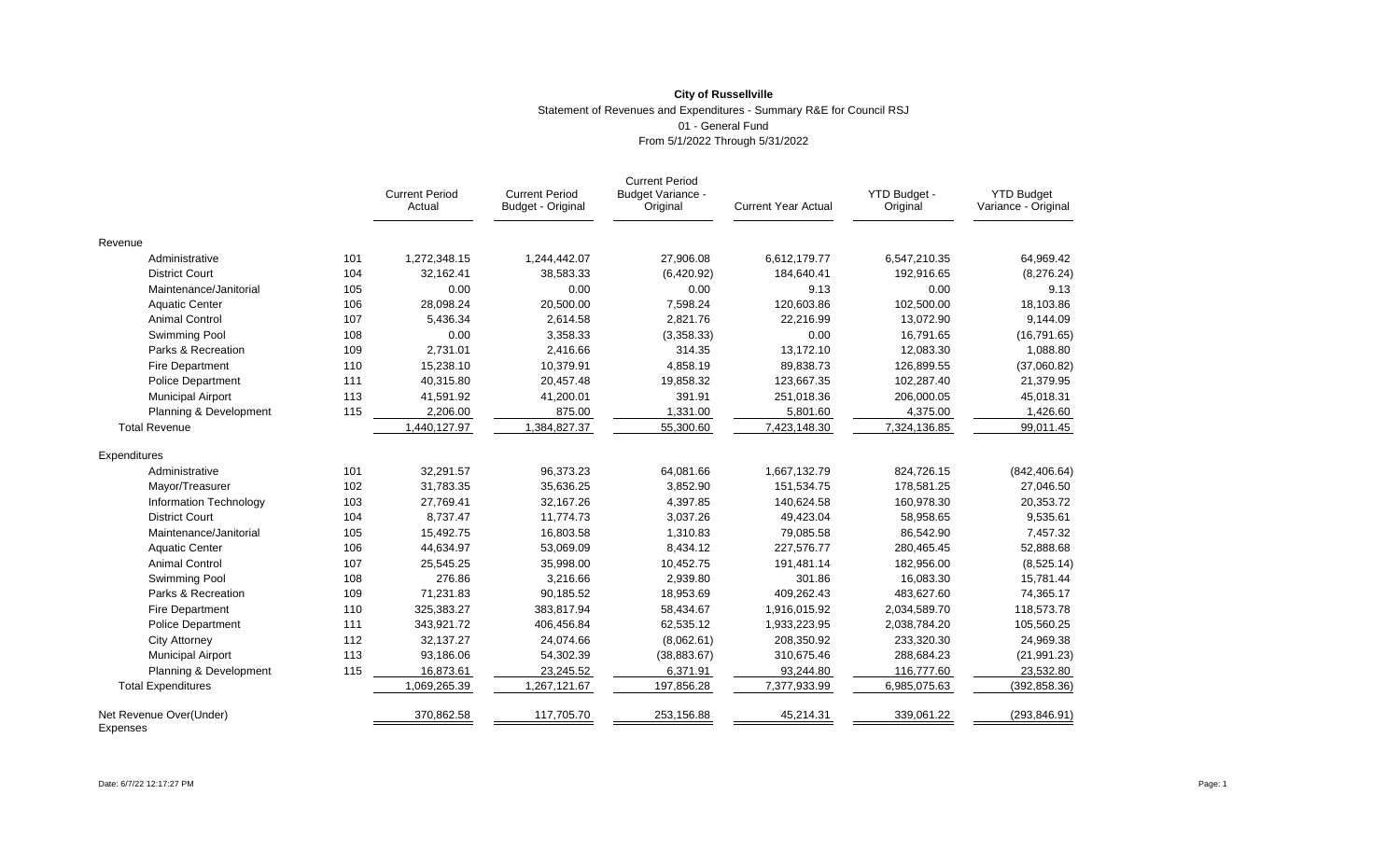**City of Russellville**

Statement of Revenues and Expenditures - Summary R&E for Council RSJ

01 - General Fund

From 5/1/2022 Through 5/31/2022

| | | Current Period Actual | Current Period Budget - Original | Current Period Budget Variance - Original | Current Year Actual | YTD Budget - Original | YTD Budget Variance - Original |
|---|---|---|---|---|---|---|---|
| **Revenue** | | | | | | | |
| Administrative | 101 | 1,272,348.15 | 1,244,442.07 | 27,906.08 | 6,612,179.77 | 6,547,210.35 | 64,969.42 |
| District Court | 104 | 32,162.41 | 38,583.33 | (6,420.92) | 184,640.41 | 192,916.65 | (8,276.24) |
| Maintenance/Janitorial | 105 | 0.00 | 0.00 | 0.00 | 9.13 | 0.00 | 9.13 |
| Aquatic Center | 106 | 28,098.24 | 20,500.00 | 7,598.24 | 120,603.86 | 102,500.00 | 18,103.86 |
| Animal Control | 107 | 5,436.34 | 2,614.58 | 2,821.76 | 22,216.99 | 13,072.90 | 9,144.09 |
| Swimming Pool | 108 | 0.00 | 3,358.33 | (3,358.33) | 0.00 | 16,791.65 | (16,791.65) |
| Parks & Recreation | 109 | 2,731.01 | 2,416.66 | 314.35 | 13,172.10 | 12,083.30 | 1,088.80 |
| Fire Department | 110 | 15,238.10 | 10,379.91 | 4,858.19 | 89,838.73 | 126,899.55 | (37,060.82) |
| Police Department | 111 | 40,315.80 | 20,457.48 | 19,858.32 | 123,667.35 | 102,287.40 | 21,379.95 |
| Municipal Airport | 113 | 41,591.92 | 41,200.01 | 391.91 | 251,018.36 | 206,000.05 | 45,018.31 |
| Planning & Development | 115 | 2,206.00 | 875.00 | 1,331.00 | 5,801.60 | 4,375.00 | 1,426.60 |
| Total Revenue | | 1,440,127.97 | 1,384,827.37 | 55,300.60 | 7,423,148.30 | 7,324,136.85 | 99,011.45 |
| **Expenditures** | | | | | | | |
| Administrative | 101 | 32,291.57 | 96,373.23 | 64,081.66 | 1,667,132.79 | 824,726.15 | (842,406.64) |
| Mayor/Treasurer | 102 | 31,783.35 | 35,636.25 | 3,852.90 | 151,534.75 | 178,581.25 | 27,046.50 |
| Information Technology | 103 | 27,769.41 | 32,167.26 | 4,397.85 | 140,624.58 | 160,978.30 | 20,353.72 |
| District Court | 104 | 8,737.47 | 11,774.73 | 3,037.26 | 49,423.04 | 58,958.65 | 9,535.61 |
| Maintenance/Janitorial | 105 | 15,492.75 | 16,803.58 | 1,310.83 | 79,085.58 | 86,542.90 | 7,457.32 |
| Aquatic Center | 106 | 44,634.97 | 53,069.09 | 8,434.12 | 227,576.77 | 280,465.45 | 52,888.68 |
| Animal Control | 107 | 25,545.25 | 35,998.00 | 10,452.75 | 191,481.14 | 182,956.00 | (8,525.14) |
| Swimming Pool | 108 | 276.86 | 3,216.66 | 2,939.80 | 301.86 | 16,083.30 | 15,781.44 |
| Parks & Recreation | 109 | 71,231.83 | 90,185.52 | 18,953.69 | 409,262.43 | 483,627.60 | 74,365.17 |
| Fire Department | 110 | 325,383.27 | 383,817.94 | 58,434.67 | 1,916,015.92 | 2,034,589.70 | 118,573.78 |
| Police Department | 111 | 343,921.72 | 406,456.84 | 62,535.12 | 1,933,223.95 | 2,038,784.20 | 105,560.25 |
| City Attorney | 112 | 32,137.27 | 24,074.66 | (8,062.61) | 208,350.92 | 233,320.30 | 24,969.38 |
| Municipal Airport | 113 | 93,186.06 | 54,302.39 | (38,883.67) | 310,675.46 | 288,684.23 | (21,991.23) |
| Planning & Development | 115 | 16,873.61 | 23,245.52 | 6,371.91 | 93,244.80 | 116,777.60 | 23,532.80 |
| Total Expenditures | | 1,069,265.39 | 1,267,121.67 | 197,856.28 | 7,377,933.99 | 6,985,075.63 | (392,858.36) |
| Net Revenue Over(Under) Expenses | | 370,862.58 | 117,705.70 | 253,156.88 | 45,214.31 | 339,061.22 | (293,846.91) |

Date: 6/7/22 12:17:27 PM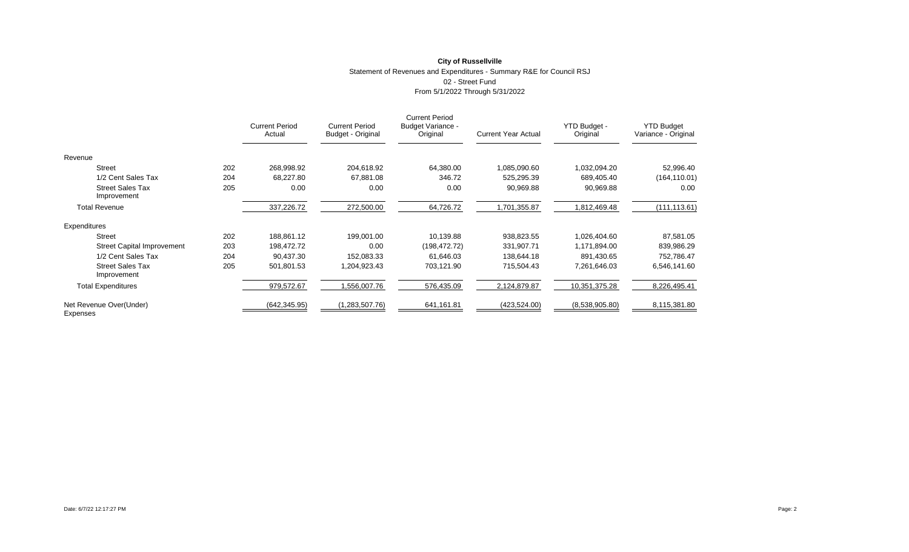**City of Russellville**

Statement of Revenues and Expenditures - Summary R&E for Council RSJ

02 - Street Fund

From 5/1/2022 Through 5/31/2022

| | | Current Period Actual | Current Period Budget - Original | Current Period Budget Variance - Original | Current Year Actual | YTD Budget - Original | YTD Budget Variance - Original |
|---|---|---|---|---|---|---|---|
| Revenue | | | | | | | |
| Street | 202 | 268,998.92 | 204,618.92 | 64,380.00 | 1,085,090.60 | 1,032,094.20 | 52,996.40 |
| 1/2 Cent Sales Tax | 204 | 68,227.80 | 67,881.08 | 346.72 | 525,295.39 | 689,405.40 | (164,110.01) |
| Street Sales Tax Improvement | 205 | 0.00 | 0.00 | 0.00 | 90,969.88 | 90,969.88 | 0.00 |
| Total Revenue | | 337,226.72 | 272,500.00 | 64,726.72 | 1,701,355.87 | 1,812,469.48 | (111,113.61) |
| Expenditures | | | | | | | |
| Street | 202 | 188,861.12 | 199,001.00 | 10,139.88 | 938,823.55 | 1,026,404.60 | 87,581.05 |
| Street Capital Improvement | 203 | 198,472.72 | 0.00 | (198,472.72) | 331,907.71 | 1,171,894.00 | 839,986.29 |
| 1/2 Cent Sales Tax | 204 | 90,437.30 | 152,083.33 | 61,646.03 | 138,644.18 | 891,430.65 | 752,786.47 |
| Street Sales Tax Improvement | 205 | 501,801.53 | 1,204,923.43 | 703,121.90 | 715,504.43 | 7,261,646.03 | 6,546,141.60 |
| Total Expenditures | | 979,572.67 | 1,556,007.76 | 576,435.09 | 2,124,879.87 | 10,351,375.28 | 8,226,495.41 |
| Net Revenue Over(Under) Expenses | | (642,345.95) | (1,283,507.76) | 641,161.81 | (423,524.00) | (8,538,905.80) | 8,115,381.80 |

Date: 6/7/22 12:17:27 PM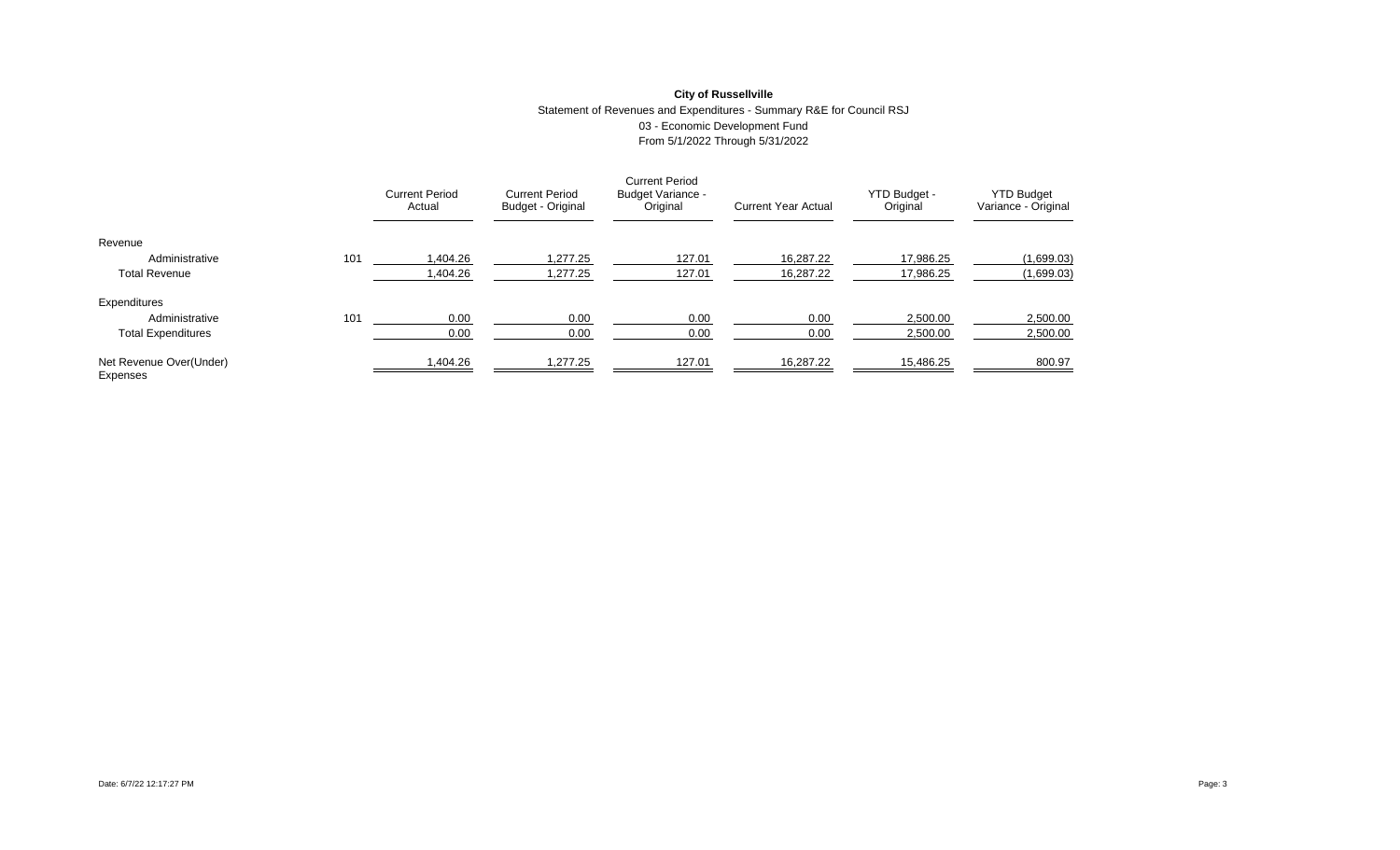**City of Russellville**

Statement of Revenues and Expenditures - Summary R&E for Council RSJ

03 - Economic Development Fund

From 5/1/2022 Through 5/31/2022

| | | Current Period Actual | Current Period Budget - Original | Current Period Budget Variance - Original | Current Year Actual | YTD Budget - Original | YTD Budget Variance - Original |
|---|---|---|---|---|---|---|---|
| Revenue | | | | | | | |
| Administrative | 101 | 1,404.26 | 1,277.25 | 127.01 | 16,287.22 | 17,986.25 | (1,699.03) |
| Total Revenue | | 1,404.26 | 1,277.25 | 127.01 | 16,287.22 | 17,986.25 | (1,699.03) |
| Expenditures | | | | | | | |
| Administrative | 101 | 0.00 | 0.00 | 0.00 | 0.00 | 2,500.00 | 2,500.00 |
| Total Expenditures | | 0.00 | 0.00 | 0.00 | 0.00 | 2,500.00 | 2,500.00 |
| Net Revenue Over(Under) Expenses | | 1,404.26 | 1,277.25 | 127.01 | 16,287.22 | 15,486.25 | 800.97 |

Date: 6/7/22 12:17:27 PM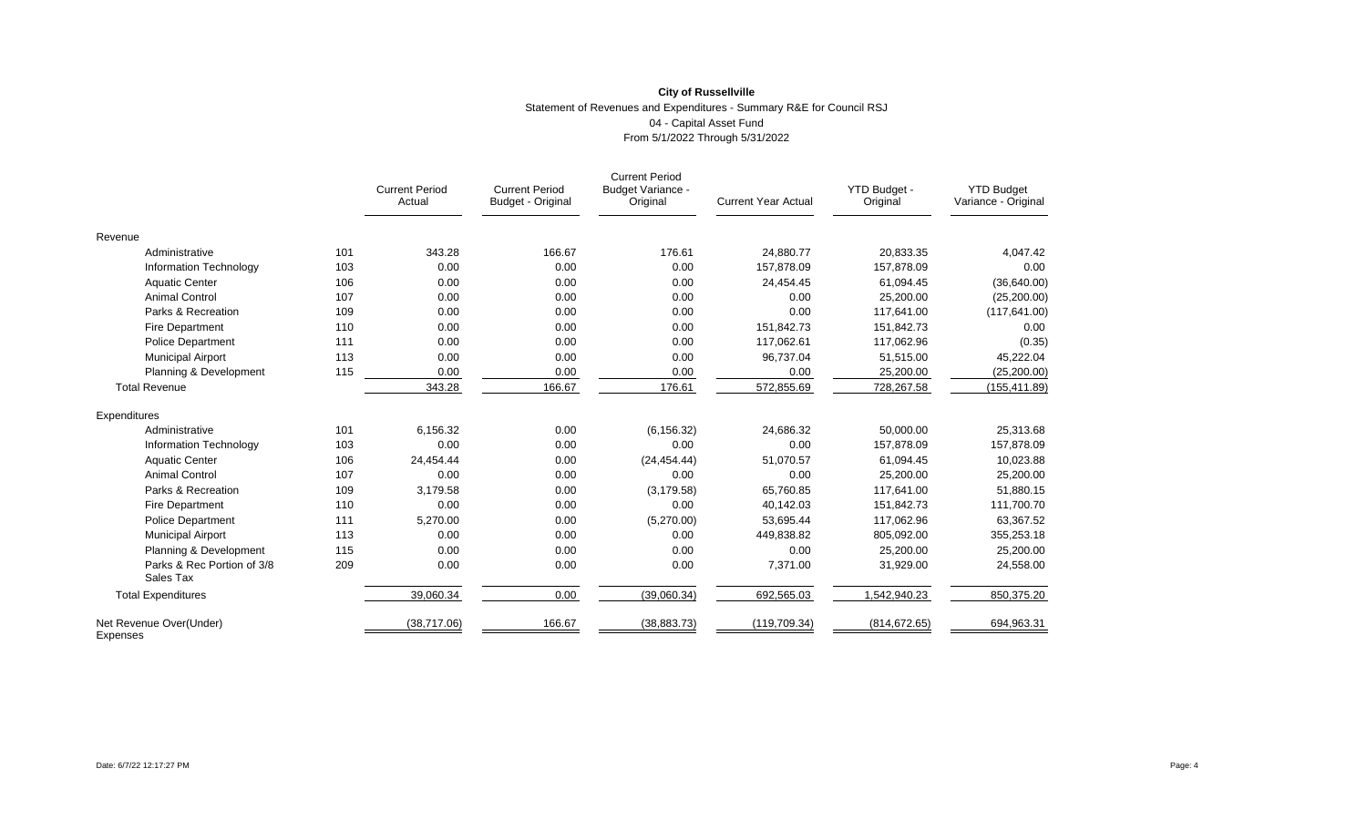**City of Russellville**

Statement of Revenues and Expenditures - Summary R&E for Council RSJ

04 - Capital Asset Fund

From 5/1/2022 Through 5/31/2022

| | | Current Period Actual | Current Period Budget - Original | Current Period Budget Variance - Original | Current Year Actual | YTD Budget - Original | YTD Budget Variance - Original |
|---|---|---|---|---|---|---|---|
| **Revenue** | | | | | | | |
| Administrative | 101 | 343.28 | 166.67 | 176.61 | 24,880.77 | 20,833.35 | 4,047.42 |
| Information Technology | 103 | 0.00 | 0.00 | 0.00 | 157,878.09 | 157,878.09 | 0.00 |
| Aquatic Center | 106 | 0.00 | 0.00 | 0.00 | 24,454.45 | 61,094.45 | (36,640.00) |
| Animal Control | 107 | 0.00 | 0.00 | 0.00 | 0.00 | 25,200.00 | (25,200.00) |
| Parks & Recreation | 109 | 0.00 | 0.00 | 0.00 | 0.00 | 117,641.00 | (117,641.00) |
| Fire Department | 110 | 0.00 | 0.00 | 0.00 | 151,842.73 | 151,842.73 | 0.00 |
| Police Department | 111 | 0.00 | 0.00 | 0.00 | 117,062.61 | 117,062.96 | (0.35) |
| Municipal Airport | 113 | 0.00 | 0.00 | 0.00 | 96,737.04 | 51,515.00 | 45,222.04 |
| Planning & Development | 115 | 0.00 | 0.00 | 0.00 | 0.00 | 25,200.00 | (25,200.00) |
| Total Revenue | | 343.28 | 166.67 | 176.61 | 572,855.69 | 728,267.58 | (155,411.89) |
| **Expenditures** | | | | | | | |
| Administrative | 101 | 6,156.32 | 0.00 | (6,156.32) | 24,686.32 | 50,000.00 | 25,313.68 |
| Information Technology | 103 | 0.00 | 0.00 | 0.00 | 0.00 | 157,878.09 | 157,878.09 |
| Aquatic Center | 106 | 24,454.44 | 0.00 | (24,454.44) | 51,070.57 | 61,094.45 | 10,023.88 |
| Animal Control | 107 | 0.00 | 0.00 | 0.00 | 0.00 | 25,200.00 | 25,200.00 |
| Parks & Recreation | 109 | 3,179.58 | 0.00 | (3,179.58) | 65,760.85 | 117,641.00 | 51,880.15 |
| Fire Department | 110 | 0.00 | 0.00 | 0.00 | 40,142.03 | 151,842.73 | 111,700.70 |
| Police Department | 111 | 5,270.00 | 0.00 | (5,270.00) | 53,695.44 | 117,062.96 | 63,367.52 |
| Municipal Airport | 113 | 0.00 | 0.00 | 0.00 | 449,838.82 | 805,092.00 | 355,253.18 |
| Planning & Development | 115 | 0.00 | 0.00 | 0.00 | 0.00 | 25,200.00 | 25,200.00 |
| Parks & Rec Portion of 3/8 Sales Tax | 209 | 0.00 | 0.00 | 0.00 | 7,371.00 | 31,929.00 | 24,558.00 |
| Total Expenditures | | 39,060.34 | 0.00 | (39,060.34) | 692,565.03 | 1,542,940.23 | 850,375.20 |
| Net Revenue Over(Under) Expenses | | (38,717.06) | 166.67 | (38,883.73) | (119,709.34) | (814,672.65) | 694,963.31 |

Date: 6/7/22 12:17:27 PM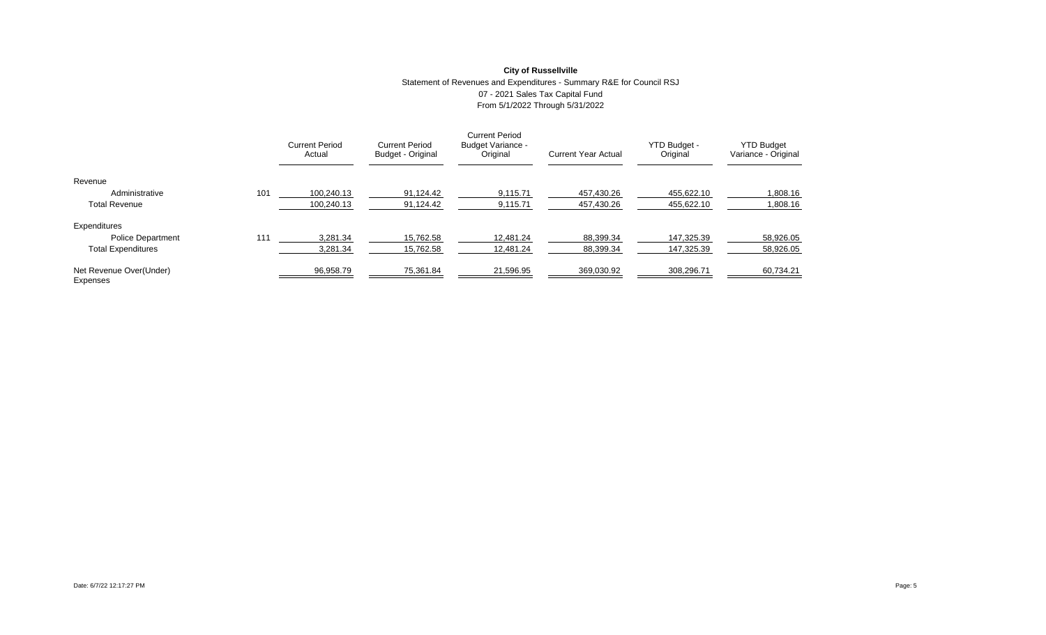**City of Russellville**

Statement of Revenues and Expenditures - Summary R&E for Council RSJ

07 - 2021 Sales Tax Capital Fund

From 5/1/2022 Through 5/31/2022

| | | Current Period Actual | Current Period Budget - Original | Current Period Budget Variance - Original | Current Year Actual | YTD Budget - Original | YTD Budget Variance - Original |
|---|---|---|---|---|---|---|---|
| Revenue | | | | | | | |
| Administrative | 101 | 100,240.13 | 91,124.42 | 9,115.71 | 457,430.26 | 455,622.10 | 1,808.16 |
| Total Revenue | | 100,240.13 | 91,124.42 | 9,115.71 | 457,430.26 | 455,622.10 | 1,808.16 |
| Expenditures | | | | | | | |
| Police Department | 111 | 3,281.34 | 15,762.58 | 12,481.24 | 88,399.34 | 147,325.39 | 58,926.05 |
| Total Expenditures | | 3,281.34 | 15,762.58 | 12,481.24 | 88,399.34 | 147,325.39 | 58,926.05 |
| Net Revenue Over(Under) Expenses | | 96,958.79 | 75,361.84 | 21,596.95 | 369,030.92 | 308,296.71 | 60,734.21 |

Date: 6/7/22 12:17:27 PM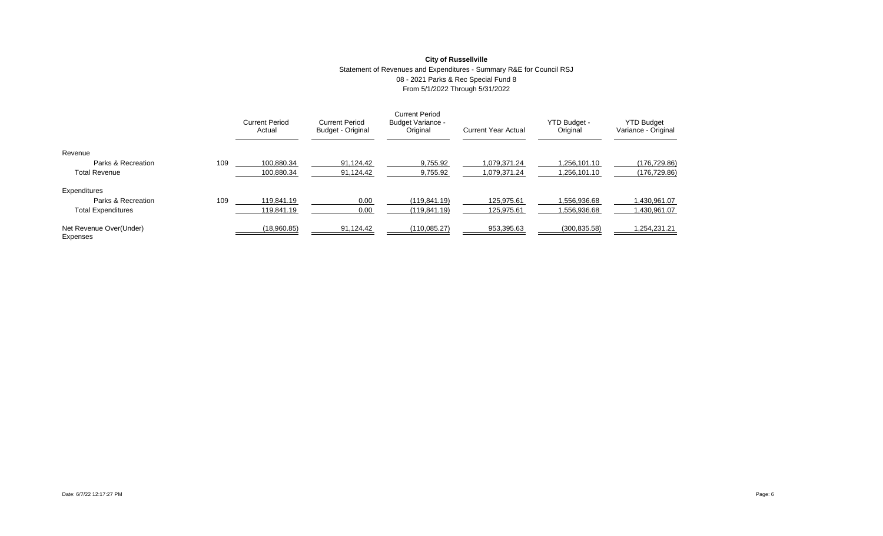**City of Russellville**

Statement of Revenues and Expenditures - Summary R&E for Council RSJ

08 - 2021 Parks & Rec Special Fund 8

From 5/1/2022 Through 5/31/2022

| | | Current Period Actual | Current Period Budget - Original | Current Period Budget Variance - Original | Current Year Actual | YTD Budget - Original | YTD Budget Variance - Original |
|---|---|---|---|---|---|---|---|
| Revenue | | | | | | | |
| Parks & Recreation | 109 | 100,880.34 | 91,124.42 | 9,755.92 | 1,079,371.24 | 1,256,101.10 | (176,729.86) |
| Total Revenue | | 100,880.34 | 91,124.42 | 9,755.92 | 1,079,371.24 | 1,256,101.10 | (176,729.86) |
| Expenditures | | | | | | | |
| Parks & Recreation | 109 | 119,841.19 | 0.00 | (119,841.19) | 125,975.61 | 1,556,936.68 | 1,430,961.07 |
| Total Expenditures | | 119,841.19 | 0.00 | (119,841.19) | 125,975.61 | 1,556,936.68 | 1,430,961.07 |
| Net Revenue Over(Under) Expenses | | (18,960.85) | 91,124.42 | (110,085.27) | 953,395.63 | (300,835.58) | 1,254,231.21 |

Date: 6/7/22 12:17:27 PM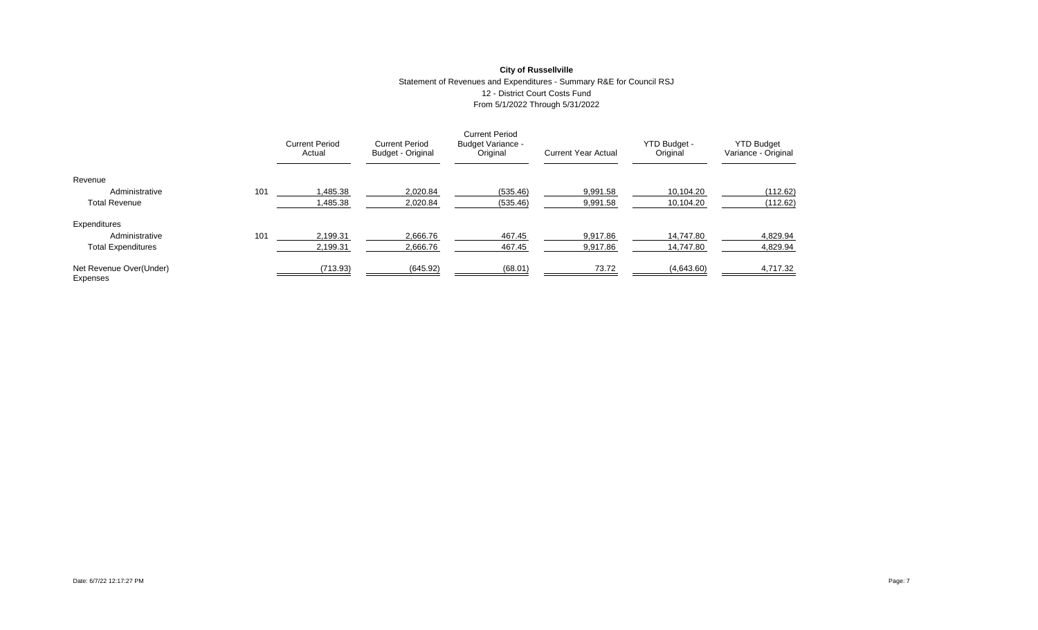**City of Russellville**

Statement of Revenues and Expenditures - Summary R&E for Council RSJ

12 - District Court Costs Fund

From 5/1/2022 Through 5/31/2022

| | | Current Period Actual | Current Period Budget - Original | Current Period Budget Variance - Original | Current Year Actual | YTD Budget - Original | YTD Budget Variance - Original |
|---|---|---|---|---|---|---|---|
| Revenue | | | | | | | |
| Administrative | 101 | 1,485.38 | 2,020.84 | (535.46) | 9,991.58 | 10,104.20 | (112.62) |
| Total Revenue | | 1,485.38 | 2,020.84 | (535.46) | 9,991.58 | 10,104.20 | (112.62) |
| Expenditures | | | | | | | |
| Administrative | 101 | 2,199.31 | 2,666.76 | 467.45 | 9,917.86 | 14,747.80 | 4,829.94 |
| Total Expenditures | | 2,199.31 | 2,666.76 | 467.45 | 9,917.86 | 14,747.80 | 4,829.94 |
| Net Revenue Over(Under) Expenses | | (713.93) | (645.92) | (68.01) | 73.72 | (4,643.60) | 4,717.32 |

Date: 6/7/22 12:17:27 PM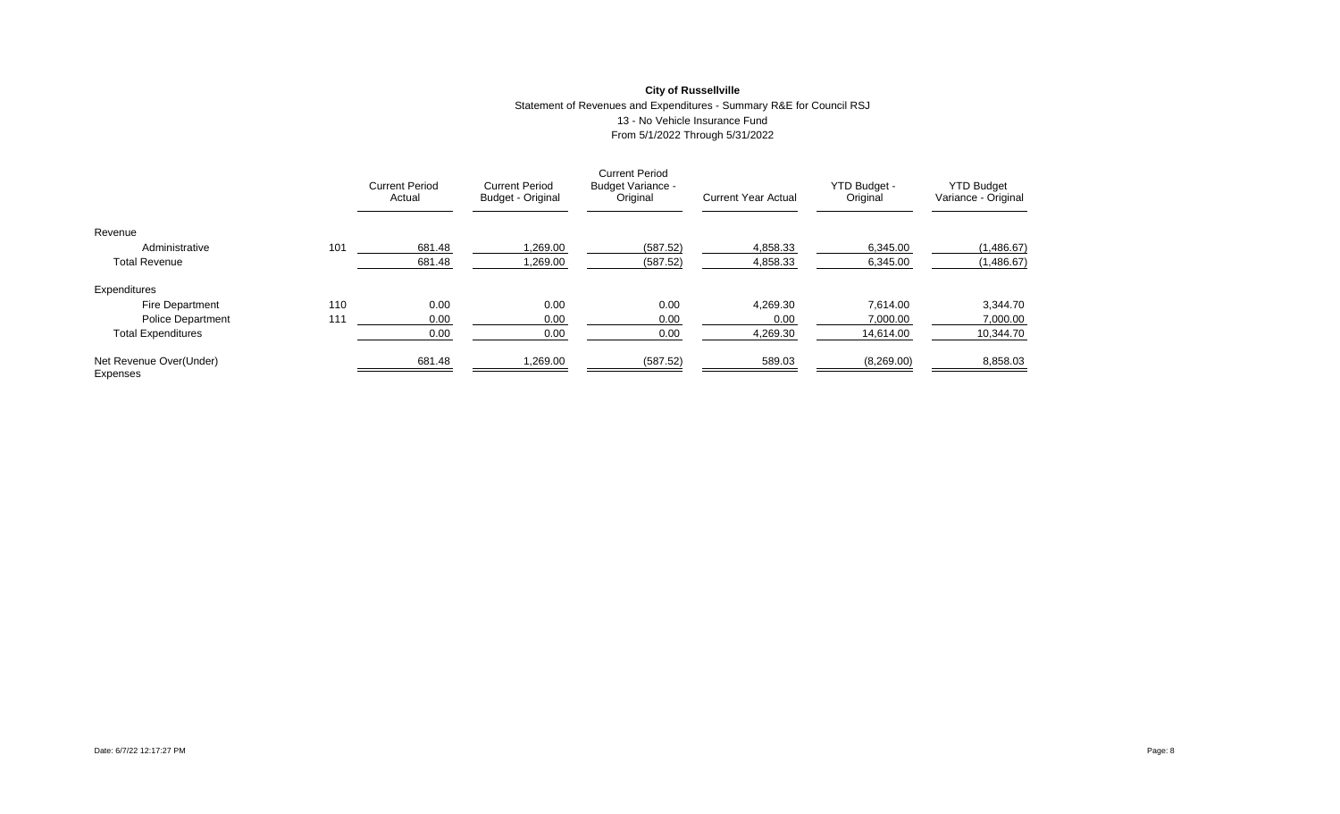**City of Russellville**

Statement of Revenues and Expenditures - Summary R&E for Council RSJ

13 - No Vehicle Insurance Fund

From 5/1/2022 Through 5/31/2022

| | | Current Period Actual | Current Period Budget - Original | Current Period Budget Variance - Original | Current Year Actual | YTD Budget - Original | YTD Budget Variance - Original |
|---|---|---|---|---|---|---|---|
| Revenue | | | | | | | |
| Administrative | 101 | 681.48 | 1,269.00 | (587.52) | 4,858.33 | 6,345.00 | (1,486.67) |
| Total Revenue | | 681.48 | 1,269.00 | (587.52) | 4,858.33 | 6,345.00 | (1,486.67) |
| Expenditures | | | | | | | |
| Fire Department | 110 | 0.00 | 0.00 | 0.00 | 4,269.30 | 7,614.00 | 3,344.70 |
| Police Department | 111 | 0.00 | 0.00 | 0.00 | 0.00 | 7,000.00 | 7,000.00 |
| Total Expenditures | | 0.00 | 0.00 | 0.00 | 4,269.30 | 14,614.00 | 10,344.70 |
| Net Revenue Over(Under) Expenses | | 681.48 | 1,269.00 | (587.52) | 589.03 | (8,269.00) | 8,858.03 |

Date: 6/7/22 12:17:27 PM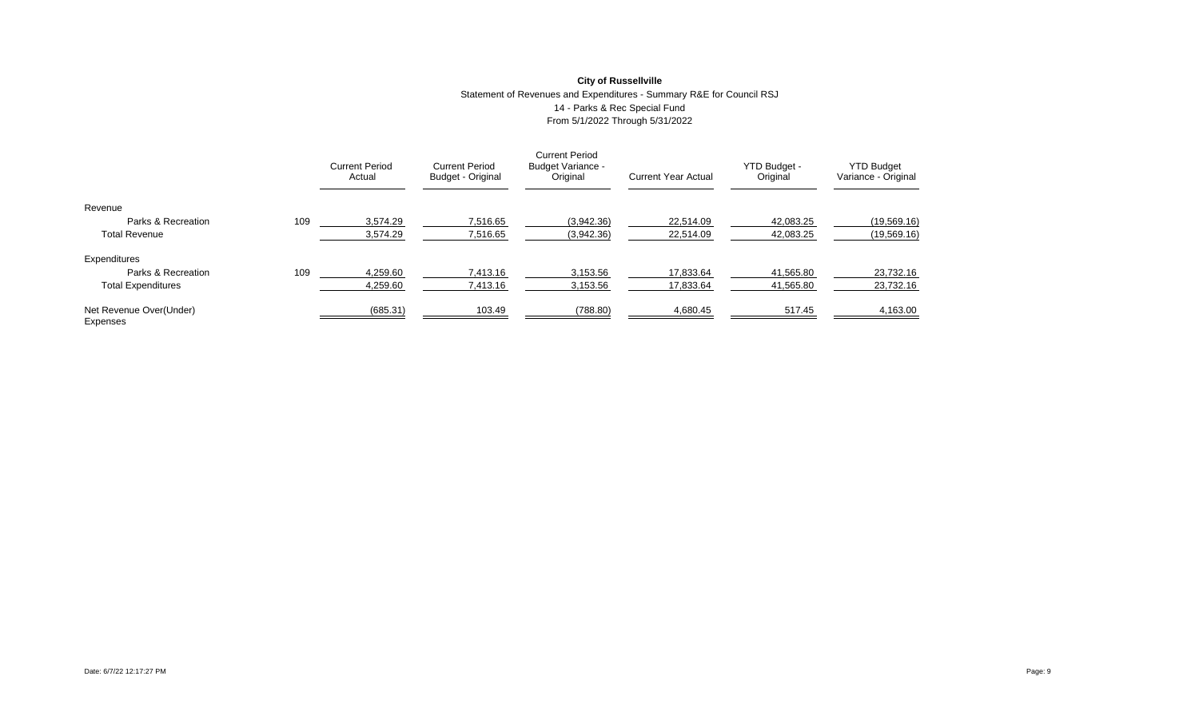**City of Russellville**

Statement of Revenues and Expenditures - Summary R&E for Council RSJ

14 - Parks & Rec Special Fund

From 5/1/2022 Through 5/31/2022

| | | Current Period Actual | Current Period Budget - Original | Current Period Budget Variance - Original | Current Year Actual | YTD Budget - Original | YTD Budget Variance - Original |
|---|---|---|---|---|---|---|---|
| Revenue | | | | | | | |
| Parks & Recreation | 109 | 3,574.29 | 7,516.65 | (3,942.36) | 22,514.09 | 42,083.25 | (19,569.16) |
| Total Revenue | | 3,574.29 | 7,516.65 | (3,942.36) | 22,514.09 | 42,083.25 | (19,569.16) |
| Expenditures | | | | | | | |
| Parks & Recreation | 109 | 4,259.60 | 7,413.16 | 3,153.56 | 17,833.64 | 41,565.80 | 23,732.16 |
| Total Expenditures | | 4,259.60 | 7,413.16 | 3,153.56 | 17,833.64 | 41,565.80 | 23,732.16 |
| Net Revenue Over(Under) Expenses | | (685.31) | 103.49 | (788.80) | 4,680.45 | 517.45 | 4,163.00 |

Date: 6/7/22 12:17:27 PM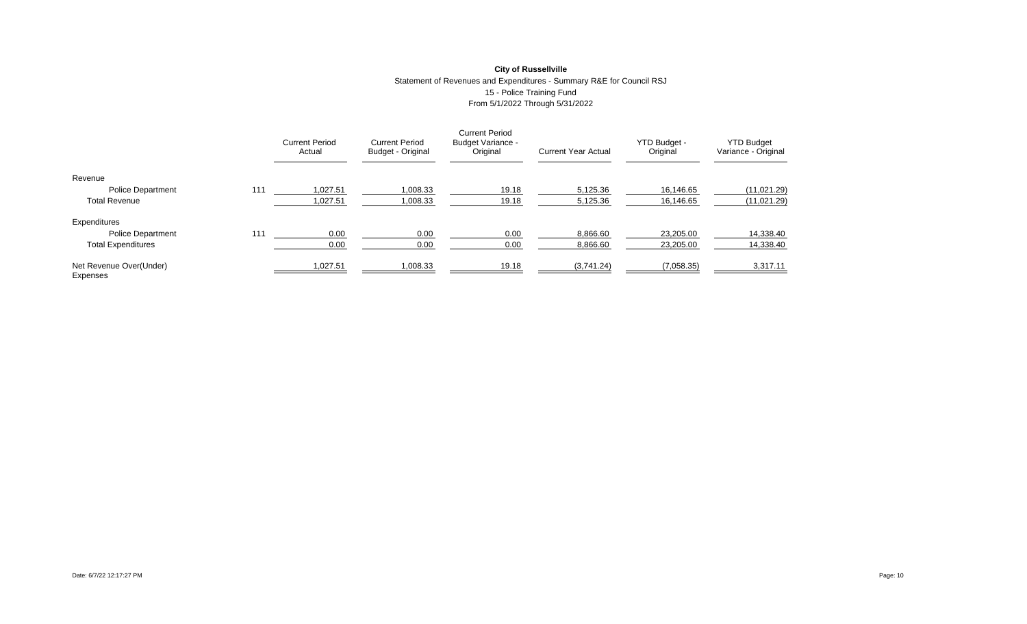**City of Russellville**

Statement of Revenues and Expenditures - Summary R&E for Council RSJ

15 - Police Training Fund

From 5/1/2022 Through 5/31/2022

| | | Current Period Actual | Current Period Budget - Original | Current Period Budget Variance - Original | Current Year Actual | YTD Budget - Original | YTD Budget Variance - Original |
|---|---|---|---|---|---|---|---|
| Revenue | | | | | | | |
| Police Department | 111 | 1,027.51 | 1,008.33 | 19.18 | 5,125.36 | 16,146.65 | (11,021.29) |
| Total Revenue | | 1,027.51 | 1,008.33 | 19.18 | 5,125.36 | 16,146.65 | (11,021.29) |
| Expenditures | | | | | | | |
| Police Department | 111 | 0.00 | 0.00 | 0.00 | 8,866.60 | 23,205.00 | 14,338.40 |
| Total Expenditures | | 0.00 | 0.00 | 0.00 | 8,866.60 | 23,205.00 | 14,338.40 |
| Net Revenue Over(Under) Expenses | | 1,027.51 | 1,008.33 | 19.18 | (3,741.24) | (7,058.35) | 3,317.11 |

Date: 6/7/22 12:17:27 PM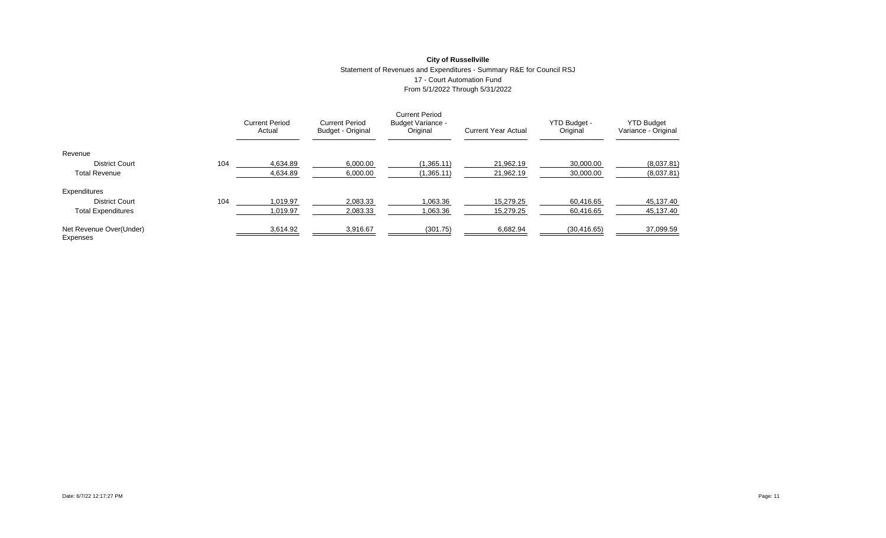**City of Russellville**

Statement of Revenues and Expenditures - Summary R&E for Council RSJ

17 - Court Automation Fund

From 5/1/2022 Through 5/31/2022

| | | Current Period Actual | Current Period Budget - Original | Current Period Budget Variance - Original | Current Year Actual | YTD Budget - Original | YTD Budget Variance - Original |
|---|---|---|---|---|---|---|---|
| Revenue | | | | | | | |
| District Court | 104 | 4,634.89 | 6,000.00 | (1,365.11) | 21,962.19 | 30,000.00 | (8,037.81) |
| Total Revenue | | 4,634.89 | 6,000.00 | (1,365.11) | 21,962.19 | 30,000.00 | (8,037.81) |
| Expenditures | | | | | | | |
| District Court | 104 | 1,019.97 | 2,083.33 | 1,063.36 | 15,279.25 | 60,416.65 | 45,137.40 |
| Total Expenditures | | 1,019.97 | 2,083.33 | 1,063.36 | 15,279.25 | 60,416.65 | 45,137.40 |
| Net Revenue Over(Under) Expenses | | 3,614.92 | 3,916.67 | (301.75) | 6,682.94 | (30,416.65) | 37,099.59 |

Date: 6/7/22 12:17:27 PM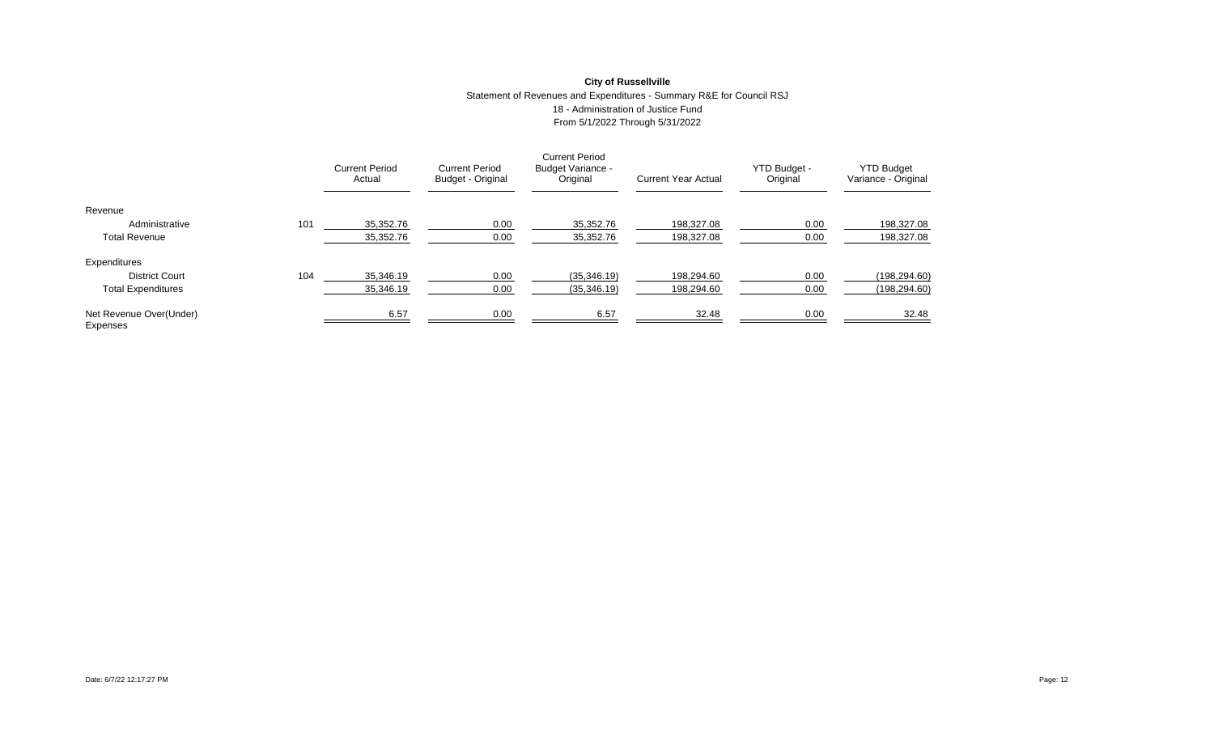**City of Russellville**

Statement of Revenues and Expenditures - Summary R&E for Council RSJ

18 - Administration of Justice Fund

From 5/1/2022 Through 5/31/2022

| | | Current Period Actual | Current Period Budget - Original | Current Period Budget Variance - Original | Current Year Actual | YTD Budget - Original | YTD Budget Variance - Original |
|---|---|---|---|---|---|---|---|
| Revenue | | | | | | | |
| Administrative | 101 | 35,352.76 | 0.00 | 35,352.76 | 198,327.08 | 0.00 | 198,327.08 |
| Total Revenue | | 35,352.76 | 0.00 | 35,352.76 | 198,327.08 | 0.00 | 198,327.08 |
| Expenditures | | | | | | | |
| District Court | 104 | 35,346.19 | 0.00 | (35,346.19) | 198,294.60 | 0.00 | (198,294.60) |
| Total Expenditures | | 35,346.19 | 0.00 | (35,346.19) | 198,294.60 | 0.00 | (198,294.60) |
| Net Revenue Over(Under) Expenses | | 6.57 | 0.00 | 6.57 | 32.48 | 0.00 | 32.48 |

Date: 6/7/22 12:17:27 PM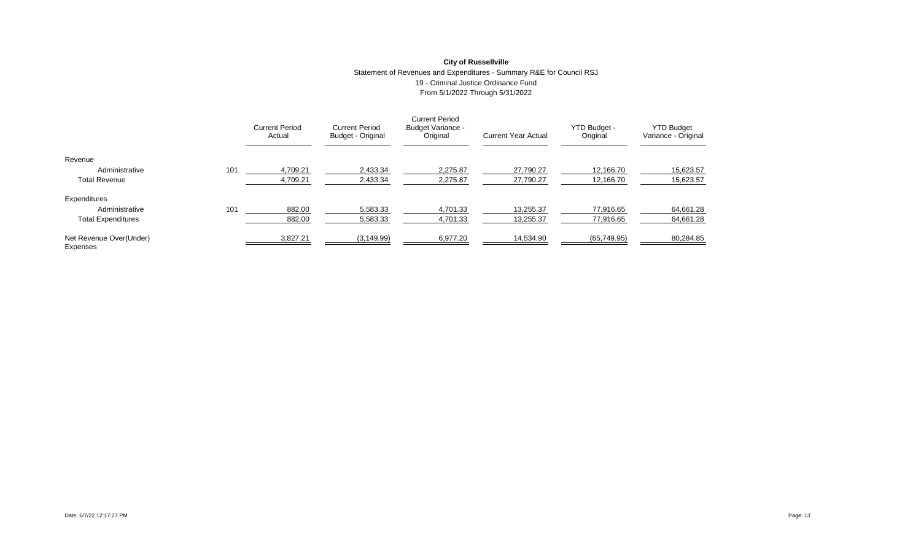**City of Russellville**

Statement of Revenues and Expenditures - Summary R&E for Council RSJ

19 - Criminal Justice Ordinance Fund

From 5/1/2022 Through 5/31/2022

| | | Current Period Actual | Current Period Budget - Original | Current Period Budget Variance - Original | Current Year Actual | YTD Budget - Original | YTD Budget Variance - Original |
|---|---|---|---|---|---|---|---|
| Revenue | | | | | | | |
| Administrative | 101 | 4,709.21 | 2,433.34 | 2,275.87 | 27,790.27 | 12,166.70 | 15,623.57 |
| Total Revenue | | 4,709.21 | 2,433.34 | 2,275.87 | 27,790.27 | 12,166.70 | 15,623.57 |
| Expenditures | | | | | | | |
| Administrative | 101 | 882.00 | 5,583.33 | 4,701.33 | 13,255.37 | 77,916.65 | 64,661.28 |
| Total Expenditures | | 882.00 | 5,583.33 | 4,701.33 | 13,255.37 | 77,916.65 | 64,661.28 |
| Net Revenue Over(Under) Expenses | | 3,827.21 | (3,149.99) | 6,977.20 | 14,534.90 | (65,749.95) | 80,284.85 |

Date: 6/7/22 12:17:27 PM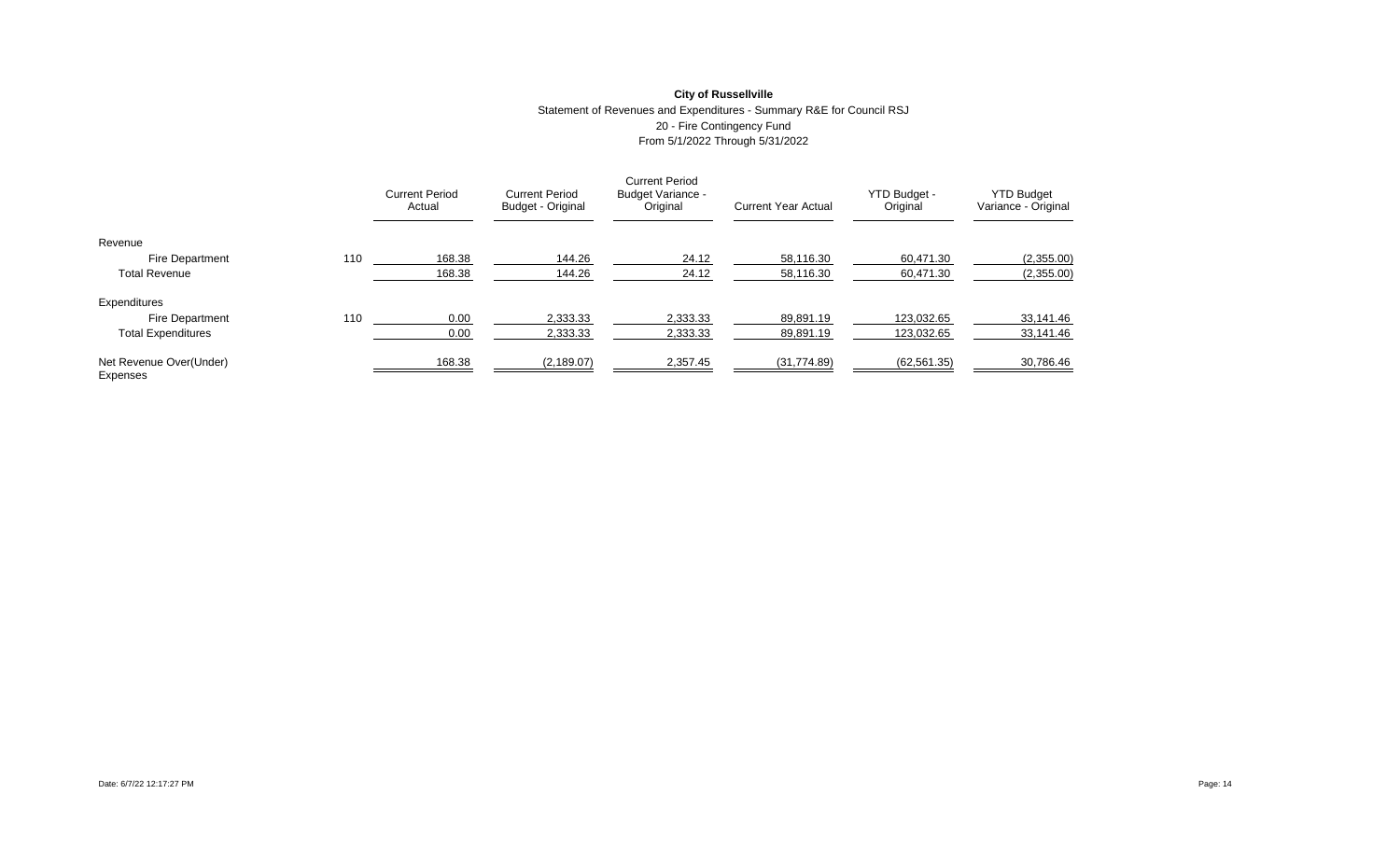**City of Russellville**

Statement of Revenues and Expenditures - Summary R&E for Council RSJ

20 - Fire Contingency Fund

From 5/1/2022 Through 5/31/2022

| | | Current Period Actual | Current Period Budget - Original | Current Period Budget Variance - Original | Current Year Actual | YTD Budget - Original | YTD Budget Variance - Original |
|---|---|---|---|---|---|---|---|
| Revenue | | | | | | | |
| Fire Department | 110 | 168.38 | 144.26 | 24.12 | 58,116.30 | 60,471.30 | (2,355.00) |
| Total Revenue | | 168.38 | 144.26 | 24.12 | 58,116.30 | 60,471.30 | (2,355.00) |
| Expenditures | | | | | | | |
| Fire Department | 110 | 0.00 | 2,333.33 | 2,333.33 | 89,891.19 | 123,032.65 | 33,141.46 |
| Total Expenditures | | 0.00 | 2,333.33 | 2,333.33 | 89,891.19 | 123,032.65 | 33,141.46 |
| Net Revenue Over(Under) Expenses | | 168.38 | (2,189.07) | 2,357.45 | (31,774.89) | (62,561.35) | 30,786.46 |

Date: 6/7/22 12:17:27 PM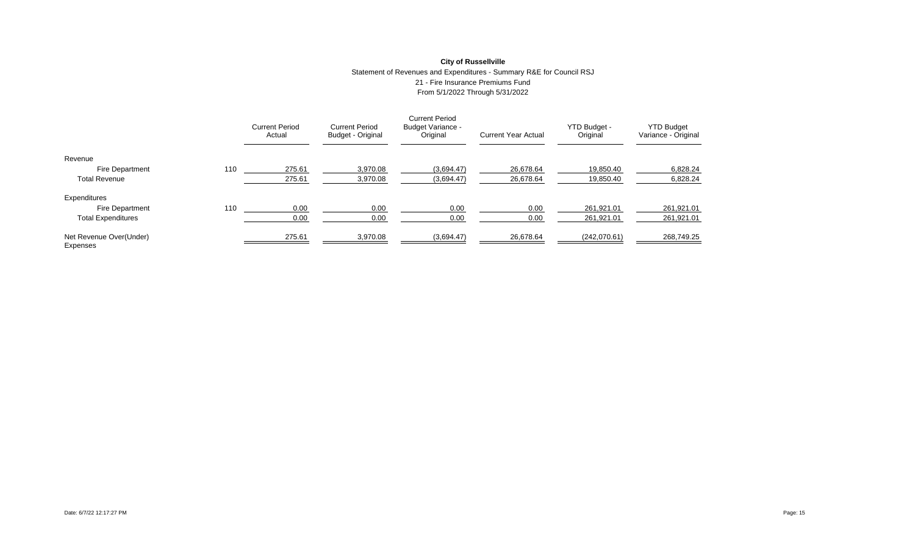**City of Russellville**

Statement of Revenues and Expenditures - Summary R&E for Council RSJ

21 - Fire Insurance Premiums Fund

From 5/1/2022 Through 5/31/2022

| | | Current Period Actual | Current Period Budget - Original | Current Period Budget Variance - Original | Current Year Actual | YTD Budget - Original | YTD Budget Variance - Original |
|---|---|---|---|---|---|---|---|
| Revenue | | | | | | | |
| Fire Department | 110 | 275.61 | 3,970.08 | (3,694.47) | 26,678.64 | 19,850.40 | 6,828.24 |
| Total Revenue | | 275.61 | 3,970.08 | (3,694.47) | 26,678.64 | 19,850.40 | 6,828.24 |
| Expenditures | | | | | | | |
| Fire Department | 110 | 0.00 | 0.00 | 0.00 | 0.00 | 261,921.01 | 261,921.01 |
| Total Expenditures | | 0.00 | 0.00 | 0.00 | 0.00 | 261,921.01 | 261,921.01 |
| Net Revenue Over(Under) Expenses | | 275.61 | 3,970.08 | (3,694.47) | 26,678.64 | (242,070.61) | 268,749.25 |

Date: 6/7/22 12:17:27 PM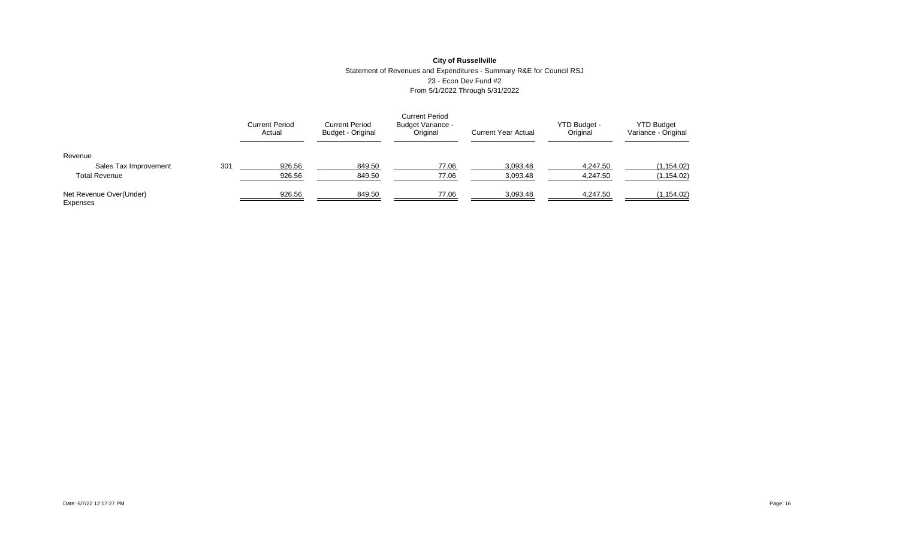**City of Russellville**

Statement of Revenues and Expenditures - Summary R&E for Council RSJ

23 - Econ Dev Fund #2

From 5/1/2022 Through 5/31/2022

| | | Current Period Actual | Current Period Budget - Original | Current Period Budget Variance - Original | Current Year Actual | YTD Budget - Original | YTD Budget Variance - Original |
|---|---|---|---|---|---|---|---|
| Revenue | | | | | | | |
| Sales Tax Improvement | 301 | 926.56 | 849.50 | 77.06 | 3,093.48 | 4,247.50 | (1,154.02) |
| Total Revenue | | 926.56 | 849.50 | 77.06 | 3,093.48 | 4,247.50 | (1,154.02) |
| Net Revenue Over(Under) Expenses | | 926.56 | 849.50 | 77.06 | 3,093.48 | 4,247.50 | (1,154.02) |

Date: 6/7/22 12:17:27 PM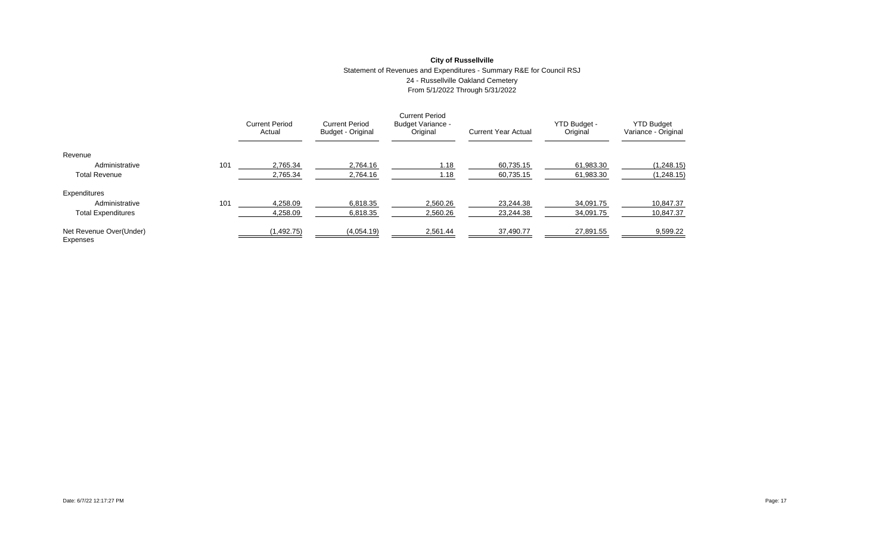**City of Russellville**

Statement of Revenues and Expenditures - Summary R&E for Council RSJ
24 - Russellville Oakland Cemetery
From 5/1/2022 Through 5/31/2022

| | | Current Period Actual | Current Period Budget - Original | Current Period Budget Variance - Original | Current Year Actual | YTD Budget - Original | YTD Budget Variance - Original |
|---|---|---|---|---|---|---|---|
| Revenue | | | | | | | |
| Administrative | 101 | 2,765.34 | 2,764.16 | 1.18 | 60,735.15 | 61,983.30 | (1,248.15) |
| Total Revenue | | 2,765.34 | 2,764.16 | 1.18 | 60,735.15 | 61,983.30 | (1,248.15) |
| Expenditures | | | | | | | |
| Administrative | 101 | 4,258.09 | 6,818.35 | 2,560.26 | 23,244.38 | 34,091.75 | 10,847.37 |
| Total Expenditures | | 4,258.09 | 6,818.35 | 2,560.26 | 23,244.38 | 34,091.75 | 10,847.37 |
| Net Revenue Over(Under) Expenses | | (1,492.75) | (4,054.19) | 2,561.44 | 37,490.77 | 27,891.55 | 9,599.22 |

Date: 6/7/22 12:17:27 PM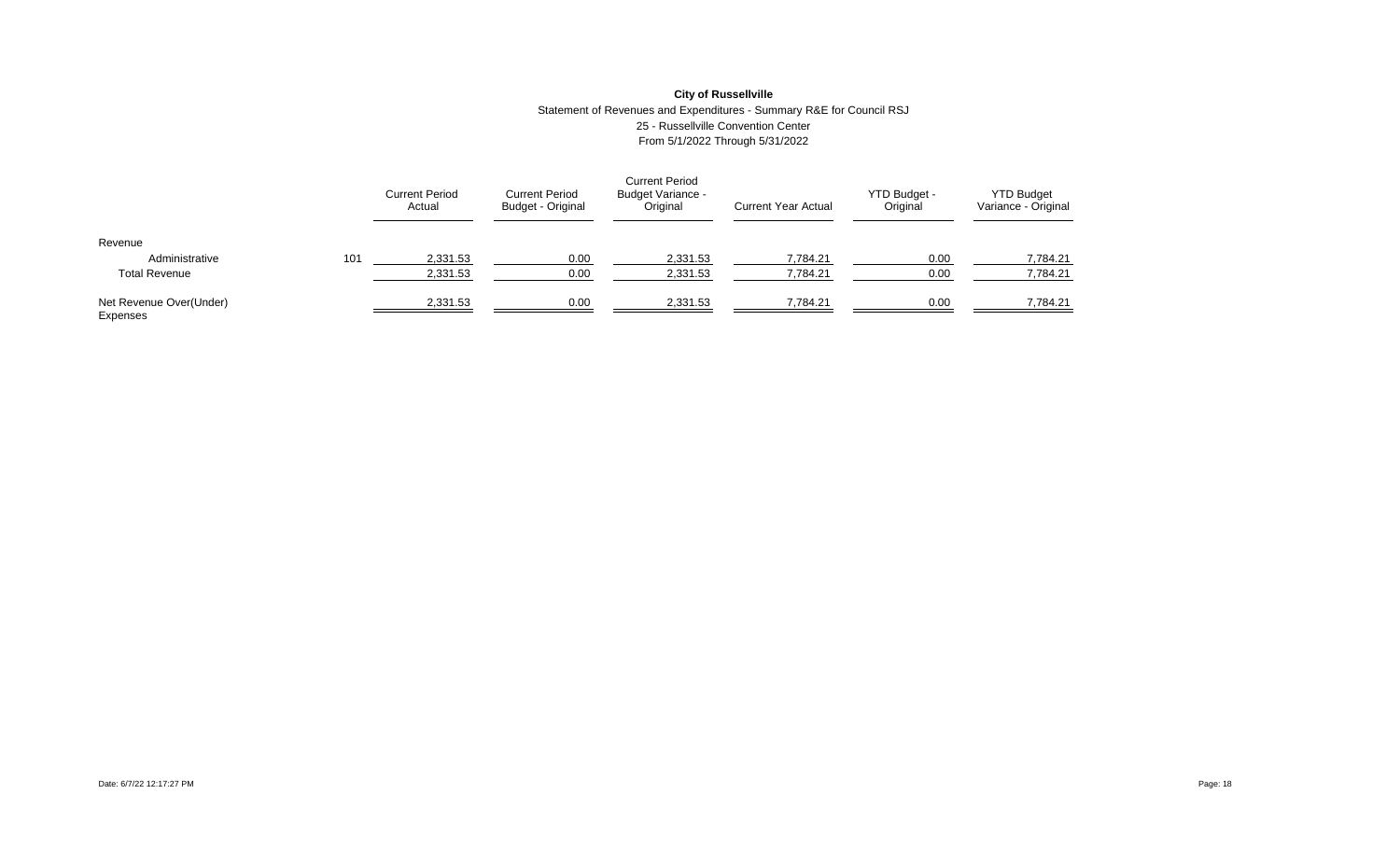**City of Russellville**

Statement of Revenues and Expenditures - Summary R&E for Council RSJ

25 - Russellville Convention Center

From 5/1/2022 Through 5/31/2022

| | | Current Period Actual | Current Period Budget - Original | Current Period Budget Variance - Original | Current Year Actual | YTD Budget - Original | YTD Budget Variance - Original |
|---|---|---|---|---|---|---|---|
| Revenue | | | | | | | |
| Administrative | 101 | 2,331.53 | 0.00 | 2,331.53 | 7,784.21 | 0.00 | 7,784.21 |
| Total Revenue | | 2,331.53 | 0.00 | 2,331.53 | 7,784.21 | 0.00 | 7,784.21 |
| Net Revenue Over(Under) Expenses | | 2,331.53 | 0.00 | 2,331.53 | 7,784.21 | 0.00 | 7,784.21 |

Date: 6/7/22 12:17:27 PM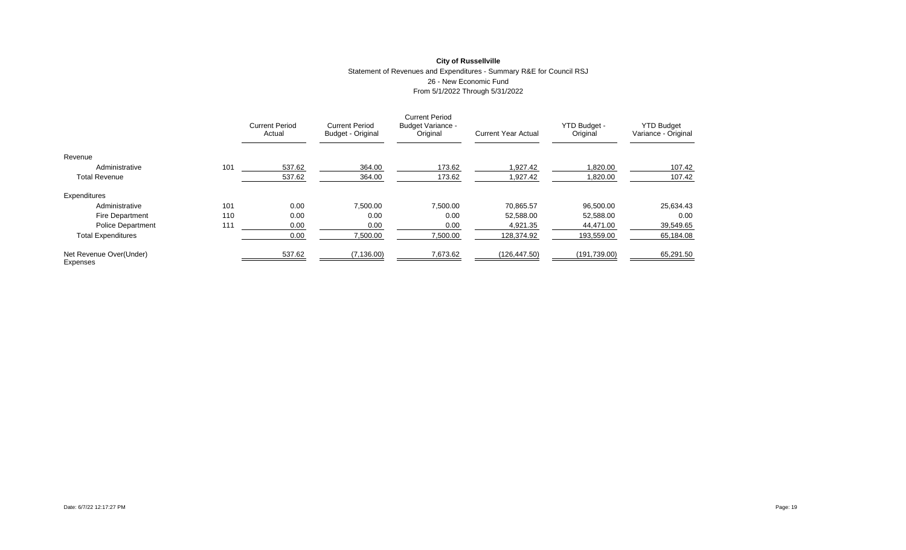**City of Russellville**

Statement of Revenues and Expenditures - Summary R&E for Council RSJ

26 - New Economic Fund

From 5/1/2022 Through 5/31/2022

| | | Current Period Actual | Current Period Budget - Original | Current Period Budget Variance - Original | Current Year Actual | YTD Budget - Original | YTD Budget Variance - Original |
|---|---|---|---|---|---|---|---|
| Revenue | | | | | | | |
| Administrative | 101 | 537.62 | 364.00 | 173.62 | 1,927.42 | 1,820.00 | 107.42 |
| Total Revenue | | 537.62 | 364.00 | 173.62 | 1,927.42 | 1,820.00 | 107.42 |
| Expenditures | | | | | | | |
| Administrative | 101 | 0.00 | 7,500.00 | 7,500.00 | 70,865.57 | 96,500.00 | 25,634.43 |
| Fire Department | 110 | 0.00 | 0.00 | 0.00 | 52,588.00 | 52,588.00 | 0.00 |
| Police Department | 111 | 0.00 | 0.00 | 0.00 | 4,921.35 | 44,471.00 | 39,549.65 |
| Total Expenditures | | 0.00 | 7,500.00 | 7,500.00 | 128,374.92 | 193,559.00 | 65,184.08 |
| Net Revenue Over(Under) Expenses | | 537.62 | (7,136.00) | 7,673.62 | (126,447.50) | (191,739.00) | 65,291.50 |

Date: 6/7/22 12:17:27 PM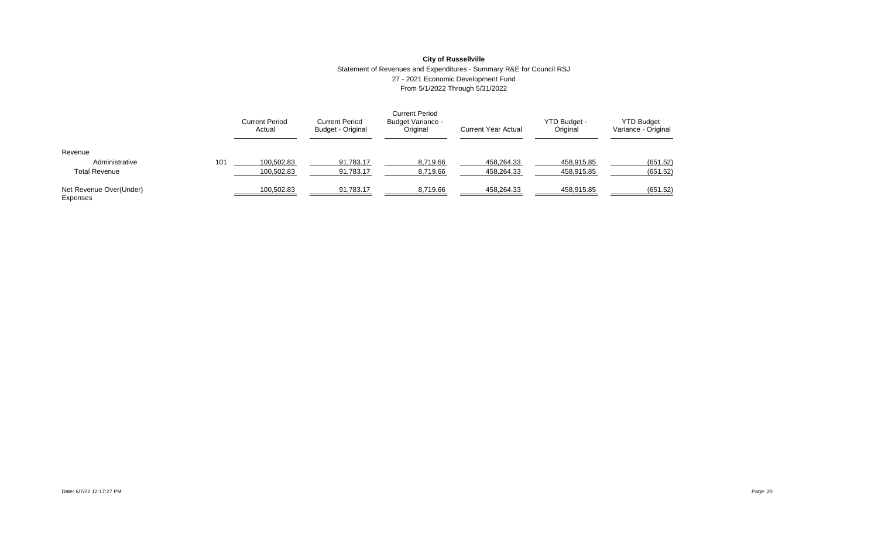**City of Russellville**

Statement of Revenues and Expenditures - Summary R&E for Council RSJ

27 - 2021 Economic Development Fund

From 5/1/2022 Through 5/31/2022

| | | Current Period Actual | Current Period Budget - Original | Current Period Budget Variance - Original | Current Year Actual | YTD Budget - Original | YTD Budget Variance - Original |
|---|---|---|---|---|---|---|---|
| Revenue | | | | | | | |
| Administrative | 101 | 100,502.83 | 91,783.17 | 8,719.66 | 458,264.33 | 458,915.85 | (651.52) |
| Total Revenue | | 100,502.83 | 91,783.17 | 8,719.66 | 458,264.33 | 458,915.85 | (651.52) |
| Net Revenue Over(Under) Expenses | | 100,502.83 | 91,783.17 | 8,719.66 | 458,264.33 | 458,915.85 | (651.52) |

Date: 6/7/22 12:17:27 PM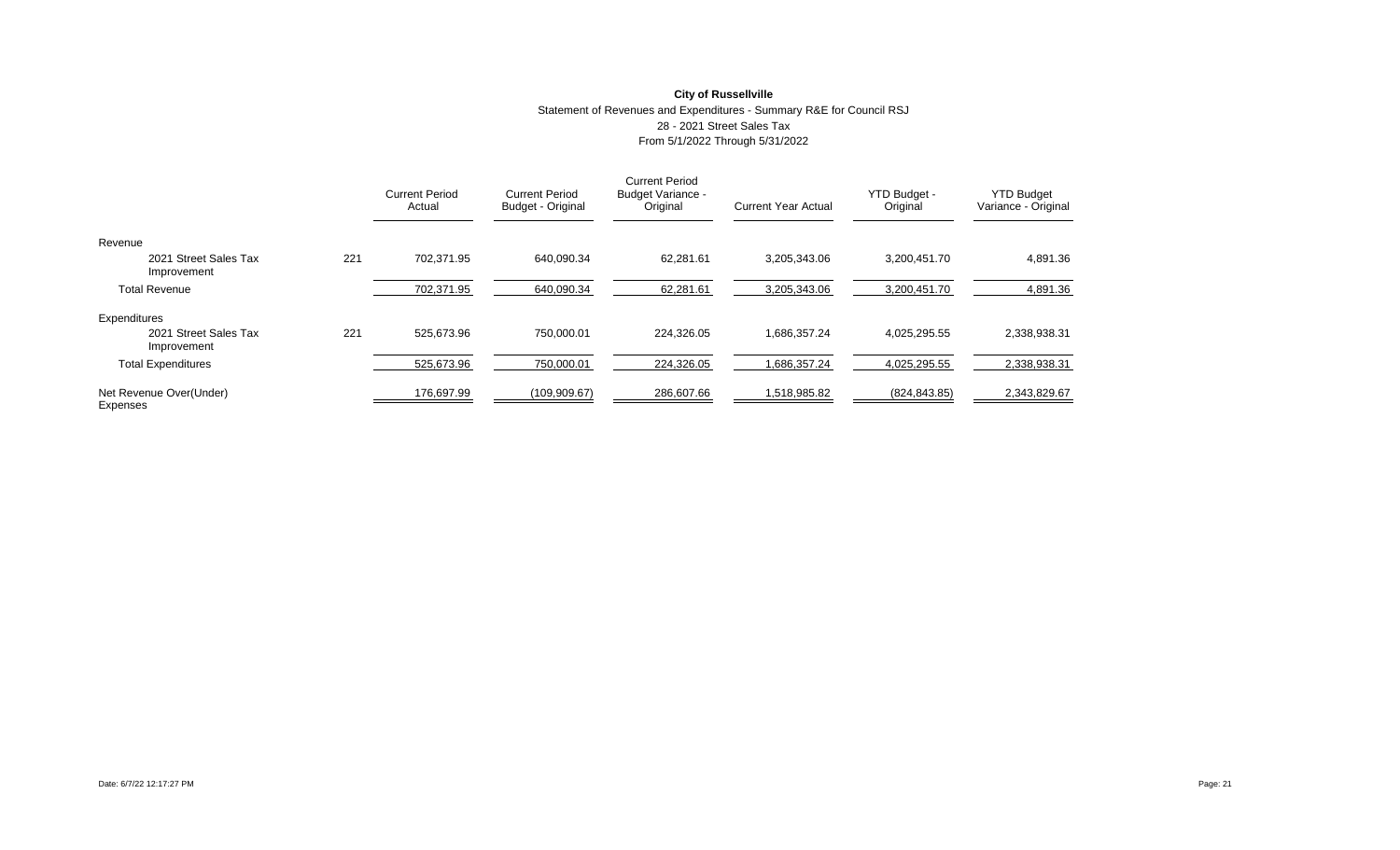**City of Russellville**

Statement of Revenues and Expenditures - Summary R&E for Council RSJ

28 - 2021 Street Sales Tax

From 5/1/2022 Through 5/31/2022

| | | Current Period Actual | Current Period Budget - Original | Current Period Budget Variance - Original | Current Year Actual | YTD Budget - Original | YTD Budget Variance - Original |
|---|---|---|---|---|---|---|---|
| Revenue | | | | | | | |
| 2021 Street Sales Tax Improvement | 221 | 702,371.95 | 640,090.34 | 62,281.61 | 3,205,343.06 | 3,200,451.70 | 4,891.36 |
| Total Revenue | | 702,371.95 | 640,090.34 | 62,281.61 | 3,205,343.06 | 3,200,451.70 | 4,891.36 |
| Expenditures | | | | | | | |
| 2021 Street Sales Tax Improvement | 221 | 525,673.96 | 750,000.01 | 224,326.05 | 1,686,357.24 | 4,025,295.55 | 2,338,938.31 |
| Total Expenditures | | 525,673.96 | 750,000.01 | 224,326.05 | 1,686,357.24 | 4,025,295.55 | 2,338,938.31 |
| Net Revenue Over(Under) Expenses | | 176,697.99 | (109,909.67) | 286,607.66 | 1,518,985.82 | (824,843.85) | 2,343,829.67 |

Date: 6/7/22 12:17:27 PM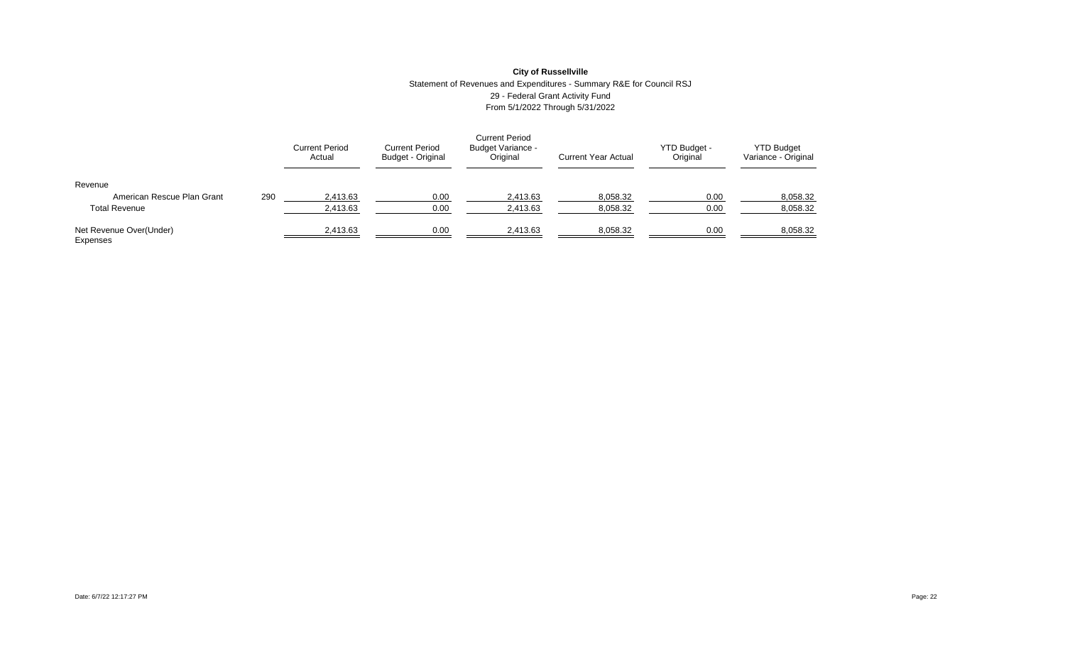**City of Russellville**

Statement of Revenues and Expenditures - Summary R&E for Council RSJ

29 - Federal Grant Activity Fund

From 5/1/2022 Through 5/31/2022

| | | Current Period Actual | Current Period Budget - Original | Current Period Budget Variance - Original | Current Year Actual | YTD Budget - Original | YTD Budget Variance - Original |
|---|---|---|---|---|---|---|---|
| Revenue | | | | | | | |
| American Rescue Plan Grant | 290 | 2,413.63 | 0.00 | 2,413.63 | 8,058.32 | 0.00 | 8,058.32 |
| Total Revenue | | 2,413.63 | 0.00 | 2,413.63 | 8,058.32 | 0.00 | 8,058.32 |
| Net Revenue Over(Under) Expenses | | 2,413.63 | 0.00 | 2,413.63 | 8,058.32 | 0.00 | 8,058.32 |

Date: 6/7/22 12:17:27 PM